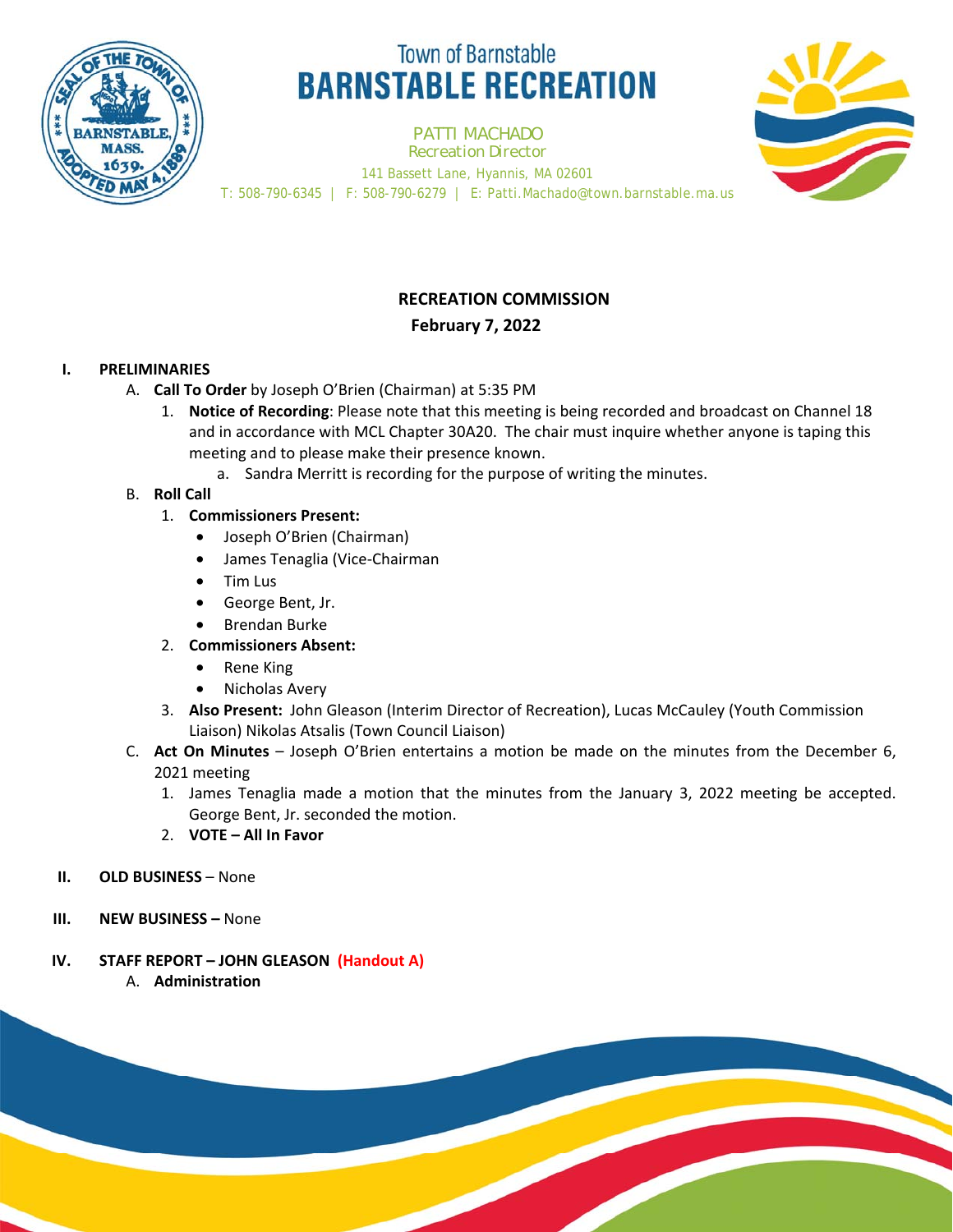Town of Barnstable
# BARNSTABLE RECREATION

PATTI MACHADO
Recreation Director
141 Bassett Lane, Hyannis, MA 02601
T: 508-790-6345 | F: 508-790-6279 | E: Patti.Machado@town.barnstable.ma.us

## RECREATION COMMISSION
**February 7, 2022**

**I. PRELIMINARIES**

A. **Call To Order** by Joseph O'Brien (Chairman) at 5:35 PM

1. **Notice of Recording**: Please note that this meeting is being recorded and broadcast on Channel 18 and in accordance with MCL Chapter 30A20. The chair must inquire whether anyone is taping this meeting and to please make their presence known.
   a. Sandra Merritt is recording for the purpose of writing the minutes.

B. **Roll Call**

1. **Commissioners Present:**
   - Joseph O'Brien (Chairman)
   - James Tenaglia (Vice-Chairman
   - Tim Lus
   - George Bent, Jr.
   - Brendan Burke
2. **Commissioners Absent:**
   - Rene King
   - Nicholas Avery
3. **Also Present:** John Gleason (Interim Director of Recreation), Lucas McCauley (Youth Commission Liaison) Nikolas Atsalis (Town Council Liaison)

C. **Act On Minutes** – Joseph O'Brien entertains a motion be made on the minutes from the December 6, 2021 meeting

1. James Tenaglia made a motion that the minutes from the January 3, 2022 meeting be accepted. George Bent, Jr. seconded the motion.
2. **VOTE – All In Favor**

**II. OLD BUSINESS** – None

**III. NEW BUSINESS –** None

**IV. STAFF REPORT – JOHN GLEASON (Handout A)**

A. **Administration**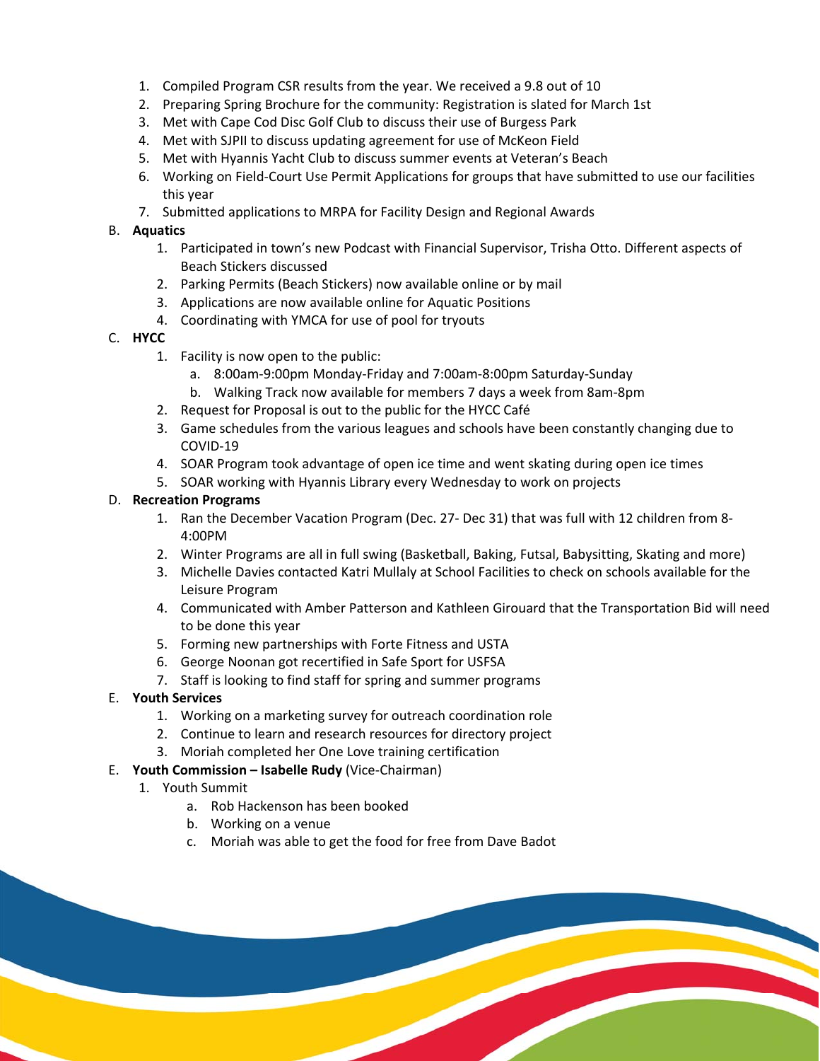1. Compiled Program CSR results from the year. We received a 9.8 out of 10
2. Preparing Spring Brochure for the community: Registration is slated for March 1st
3. Met with Cape Cod Disc Golf Club to discuss their use of Burgess Park
4. Met with SJPII to discuss updating agreement for use of McKeon Field
5. Met with Hyannis Yacht Club to discuss summer events at Veteran's Beach
6. Working on Field-Court Use Permit Applications for groups that have submitted to use our facilities this year
7. Submitted applications to MRPA for Facility Design and Regional Awards

B. **Aquatics**

1. Participated in town's new Podcast with Financial Supervisor, Trisha Otto. Different aspects of Beach Stickers discussed
2. Parking Permits (Beach Stickers) now available online or by mail
3. Applications are now available online for Aquatic Positions
4. Coordinating with YMCA for use of pool for tryouts

C. **HYCC**

1. Facility is now open to the public:
   a. 8:00am-9:00pm Monday-Friday and 7:00am-8:00pm Saturday-Sunday
   b. Walking Track now available for members 7 days a week from 8am-8pm
2. Request for Proposal is out to the public for the HYCC Café
3. Game schedules from the various leagues and schools have been constantly changing due to COVID-19
4. SOAR Program took advantage of open ice time and went skating during open ice times
5. SOAR working with Hyannis Library every Wednesday to work on projects

D. **Recreation Programs**

1. Ran the December Vacation Program (Dec. 27- Dec 31) that was full with 12 children from 8-4:00PM
2. Winter Programs are all in full swing (Basketball, Baking, Futsal, Babysitting, Skating and more)
3. Michelle Davies contacted Katri Mullaly at School Facilities to check on schools available for the Leisure Program
4. Communicated with Amber Patterson and Kathleen Girouard that the Transportation Bid will need to be done this year
5. Forming new partnerships with Forte Fitness and USTA
6. George Noonan got recertified in Safe Sport for USFSA
7. Staff is looking to find staff for spring and summer programs

E. **Youth Services**

1. Working on a marketing survey for outreach coordination role
2. Continue to learn and research resources for directory project
3. Moriah completed her One Love training certification

E. **Youth Commission – Isabelle Rudy** (Vice-Chairman)

1. Youth Summit
   a. Rob Hackenson has been booked
   b. Working on a venue
   c. Moriah was able to get the food for free from Dave Badot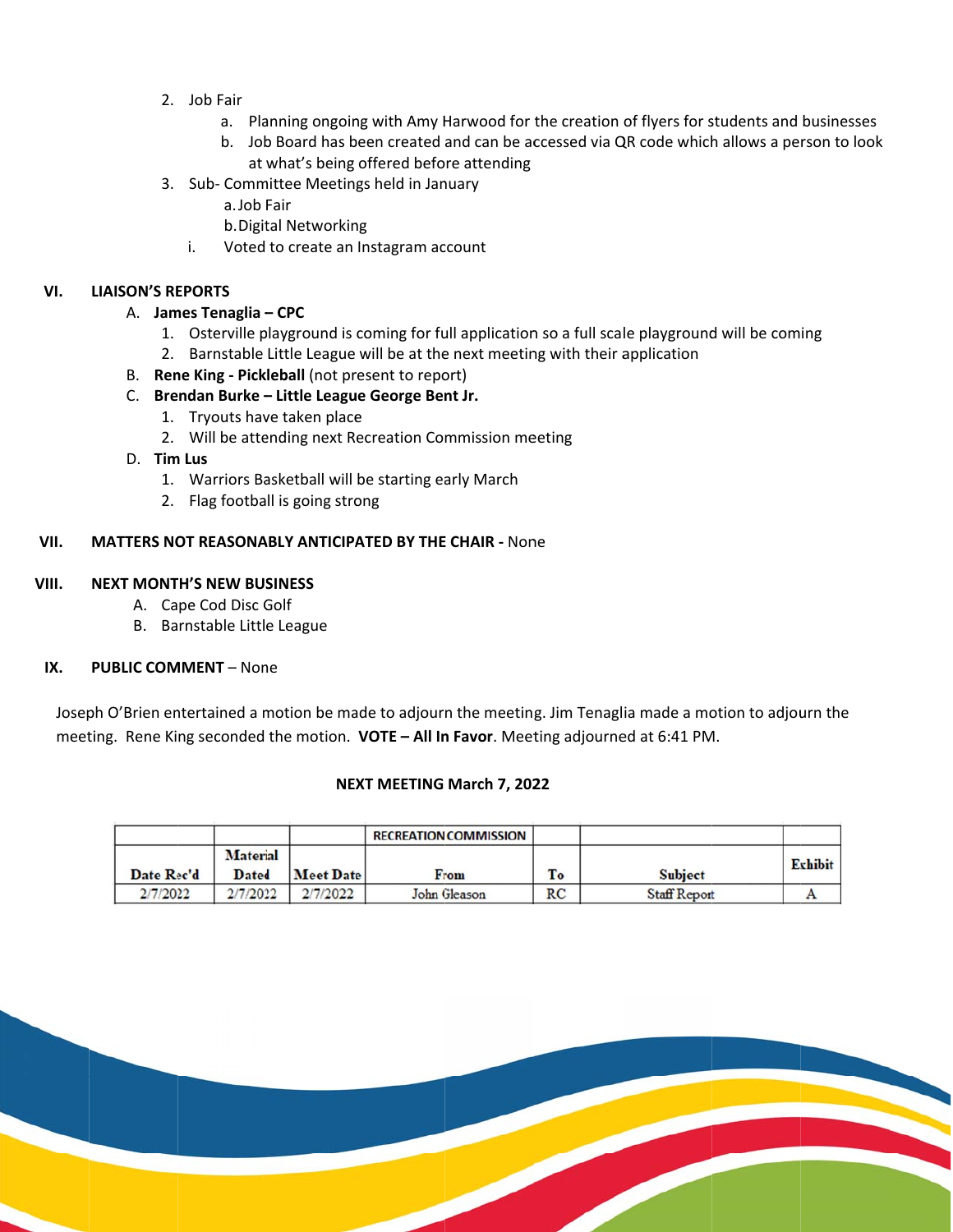2. Job Fair
   a. Planning ongoing with Amy Harwood for the creation of flyers for students and businesses
   b. Job Board has been created and can be accessed via QR code which allows a person to look at what's being offered before attending
3. Sub- Committee Meetings held in January
   a. Job Fair
   b. Digital Networking
      i. Voted to create an Instagram account

## VI. LIAISON'S REPORTS

A. **James Tenaglia – CPC**
   1. Osterville playground is coming for full application so a full scale playground will be coming
   2. Barnstable Little League will be at the next meeting with their application

B. **Rene King - Pickleball** (not present to report)

C. **Brendan Burke – Little League George Bent Jr.**
   1. Tryouts have taken place
   2. Will be attending next Recreation Commission meeting

D. **Tim Lus**
   1. Warriors Basketball will be starting early March
   2. Flag football is going strong

## VII. MATTERS NOT REASONABLY ANTICIPATED BY THE CHAIR - None

## VIII. NEXT MONTH'S NEW BUSINESS

A. Cape Cod Disc Golf
B. Barnstable Little League

## IX. PUBLIC COMMENT – None

Joseph O'Brien entertained a motion be made to adjourn the meeting. Jim Tenaglia made a motion to adjourn the meeting. Rene King seconded the motion. **VOTE – All In Favor**. Meeting adjourned at 6:41 PM.

**NEXT MEETING March 7, 2022**

| | | | RECREATION COMMISSION | | | |
|---|---|---|---|---|---|---|
| Date Rec'd | Material Dated | Meet Date | From | To | Subject | Exhibit |
| 2/7/2022 | 2/7/2022 | 2/7/2022 | John Gleason | RC | Staff Report | A |